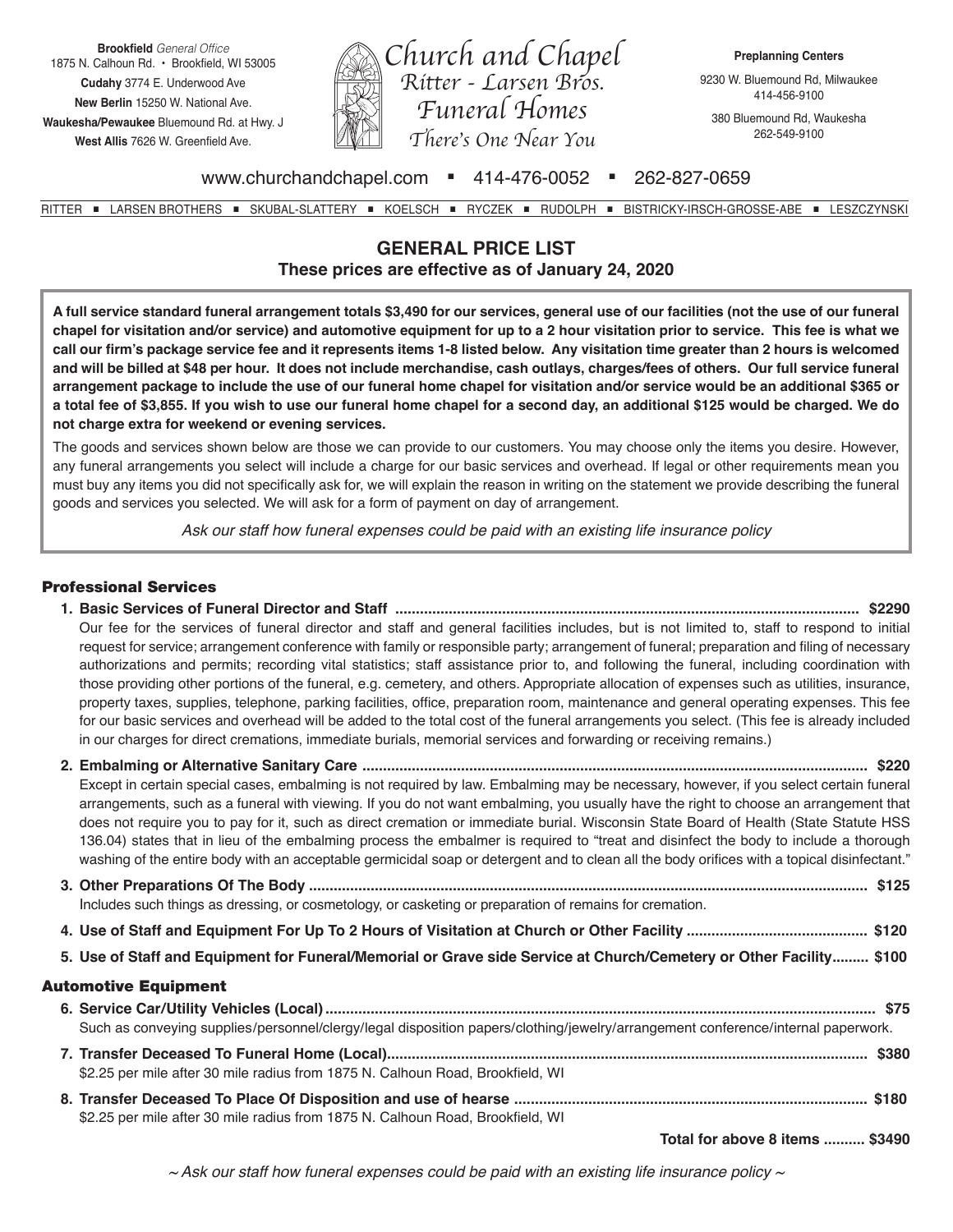**Brookfield** *General Office*
1875 N. Calhoun Rd. • Brookfield, WI 53005
**Cudahy** 3774 E. Underwood Ave
**New Berlin** 15250 W. National Ave.
**Waukesha/Pewaukee** Bluemound Rd. at Hwy. J
**West Allis** 7626 W. Greenfield Ave.

# Church and Chapel
## Ritter - Larsen Bros. Funeral Homes
*There's One Near You*

**Preplanning Centers**
9230 W. Bluemound Rd, Milwaukee
414-456-9100
380 Bluemound Rd, Waukesha
262-549-9100

www.churchandchapel.com ▪ 414-476-0052 ▪ 262-827-0659

RITTER ▪ LARSEN BROTHERS ▪ SKUBAL-SLATTERY ▪ KOELSCH ▪ RYCZEK ▪ RUDOLPH ▪ BISTRICKY-IRSCH-GROSSE-ABE ▪ LESZCZYNSKI

## GENERAL PRICE LIST
**These prices are effective as of January 24, 2020**

**A full service standard funeral arrangement totals $3,490 for our services, general use of our facilities (not the use of our funeral chapel for visitation and/or service) and automotive equipment for up to a 2 hour visitation prior to service. This fee is what we call our firm's package service fee and it represents items 1-8 listed below. Any visitation time greater than 2 hours is welcomed and will be billed at $48 per hour. It does not include merchandise, cash outlays, charges/fees of others. Our full service funeral arrangement package to include the use of our funeral home chapel for visitation and/or service would be an additional $365 or a total fee of $3,855. If you wish to use our funeral home chapel for a second day, an additional $125 would be charged. We do not charge extra for weekend or evening services.**

The goods and services shown below are those we can provide to our customers. You may choose only the items you desire. However, any funeral arrangements you select will include a charge for our basic services and overhead. If legal or other requirements mean you must buy any items you did not specifically ask for, we will explain the reason in writing on the statement we provide describing the funeral goods and services you selected. We will ask for a form of payment on day of arrangement.

*Ask our staff how funeral expenses could be paid with an existing life insurance policy*

### Professional Services

1. **Basic Services of Funeral Director and Staff ........ $2290**
   Our fee for the services of funeral director and staff and general facilities includes, but is not limited to, staff to respond to initial request for service; arrangement conference with family or responsible party; arrangement of funeral; preparation and filing of necessary authorizations and permits; recording vital statistics; staff assistance prior to, and following the funeral, including coordination with those providing other portions of the funeral, e.g. cemetery, and others. Appropriate allocation of expenses such as utilities, insurance, property taxes, supplies, telephone, parking facilities, office, preparation room, maintenance and general operating expenses. This fee for our basic services and overhead will be added to the total cost of the funeral arrangements you select. (This fee is already included in our charges for direct cremations, immediate burials, memorial services and forwarding or receiving remains.)

2. **Embalming or Alternative Sanitary Care ........ $220**
   Except in certain special cases, embalming is not required by law. Embalming may be necessary, however, if you select certain funeral arrangements, such as a funeral with viewing. If you do not want embalming, you usually have the right to choose an arrangement that does not require you to pay for it, such as direct cremation or immediate burial. Wisconsin State Board of Health (State Statute HSS 136.04) states that in lieu of the embalming process the embalmer is required to "treat and disinfect the body to include a thorough washing of the entire body with an acceptable germicidal soap or detergent and to clean all the body orifices with a topical disinfectant."

3. **Other Preparations Of The Body ........ $125**
   Includes such things as dressing, or cosmetology, or casketing or preparation of remains for cremation.

4. **Use of Staff and Equipment For Up To 2 Hours of Visitation at Church or Other Facility ........ $120**

5. **Use of Staff and Equipment for Funeral/Memorial or Grave side Service at Church/Cemetery or Other Facility........ $100**

### Automotive Equipment

6. **Service Car/Utility Vehicles (Local) ........ $75**
   Such as conveying supplies/personnel/clergy/legal disposition papers/clothing/jewelry/arrangement conference/internal paperwork.

7. **Transfer Deceased To Funeral Home (Local) ........ $380**
   $2.25 per mile after 30 mile radius from 1875 N. Calhoun Road, Brookfield, WI

8. **Transfer Deceased To Place Of Disposition and use of hearse ........ $180**
   $2.25 per mile after 30 mile radius from 1875 N. Calhoun Road, Brookfield, WI

**Total for above 8 items .......... $3490**

*~ Ask our staff how funeral expenses could be paid with an existing life insurance policy ~*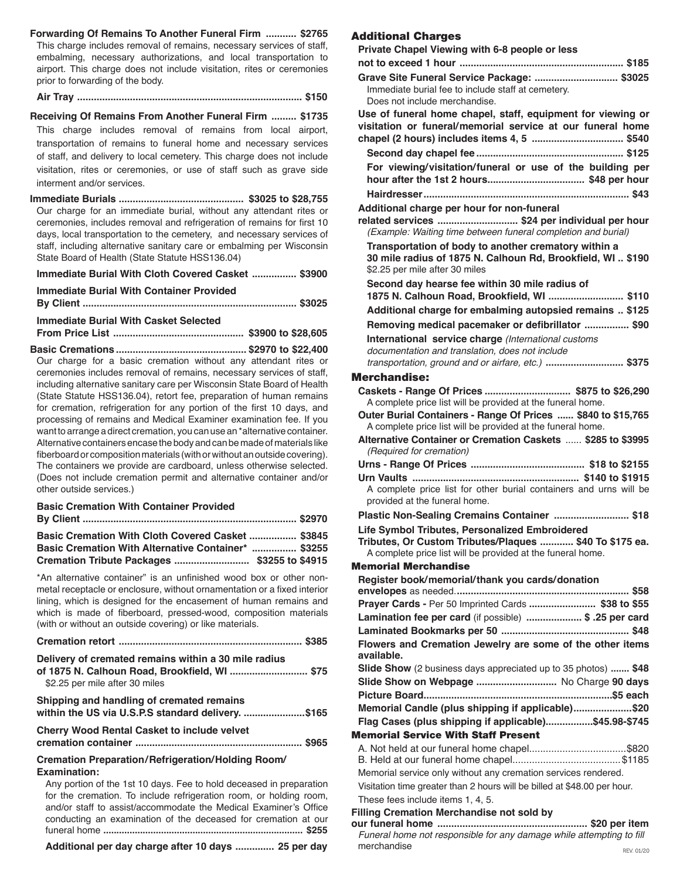**Forwarding Of Remains To Another Funeral Firm ........... $2765**
This charge includes removal of remains, necessary services of staff, embalming, necessary authorizations, and local transportation to airport. This charge does not include visitation, rites or ceremonies prior to forwarding of the body.

**Air Tray ................................................................................ $150**

**Receiving Of Remains From Another Funeral Firm ......... $1735**
This charge includes removal of remains from local airport, transportation of remains to funeral home and necessary services of staff, and delivery to local cemetery. This charge does not include visitation, rites or ceremonies, or use of staff such as grave side interment and/or services.

**Immediate Burials ............................................ $3025 to $28,755**
Our charge for an immediate burial, without any attendant rites or ceremonies, includes removal and refrigeration of remains for first 10 days, local transportation to the cemetery, and necessary services of staff, including alternative sanitary care or embalming per Wisconsin State Board of Health (State Statute HSS136.04)

**Immediate Burial With Cloth Covered Casket ................ $3900**

**Immediate Burial With Container Provided By Client ............................................................................ $3025**

**Immediate Burial With Casket Selected From Price List .............................................. $3900 to $28,605**

**Basic Cremations ............................................... $2970 to $22,400**
Our charge for a basic cremation without any attendant rites or ceremonies includes removal of remains, necessary services of staff, including alternative sanitary care per Wisconsin State Board of Health (State Statute HSS136.04), retort fee, preparation of human remains for cremation, refrigeration for any portion of the first 10 days, and processing of remains and Medical Examiner examination fee. If you want to arrange a direct cremation, you can use an *alternative container. Alternative containers encase the body and can be made of materials like fiberboard or composition materials (with or without an outside covering). The containers we provide are cardboard, unless otherwise selected. (Does not include cremation permit and alternative container and/or other outside services.)

**Basic Cremation With Container Provided By Client ............................................................................ $2970**

**Basic Cremation With Cloth Covered Casket ................. $3845**
**Basic Cremation With Alternative Container* ................ $3255**
**Cremation Tribute Packages ........................... $3255 to $4915**

*An alternative container" is an unfinished wood box or other non-metal receptacle or enclosure, without ornamentation or a fixed interior lining, which is designed for the encasement of human remains and which is made of fiberboard, pressed-wood, composition materials (with or without an outside covering) or like materials.

**Cremation retort ................................................................. $385**

**Delivery of cremated remains within a 30 mile radius of 1875 N. Calhoun Road, Brookfield, WI ............................ $75**
$2.25 per mile after 30 miles

**Shipping and handling of cremated remains within the US via U.S.P.S standard delivery. ......................$165**

**Cherry Wood Rental Casket to include velvet cremation container ........................................................... $965**

**Cremation Preparation/Refrigeration/Holding Room/ Examination:**
Any portion of the 1st 10 days. Fee to hold deceased in preparation for the cremation. To include refrigeration room, or holding room, and/or staff to assist/accommodate the Medical Examiner's Office conducting an examination of the deceased for cremation at our funeral home **......................................................................... $255**

**Additional per day charge after 10 days .............. 25 per day**

## Additional Charges

**Private Chapel Viewing with 6-8 people or less not to exceed 1 hour ......................................................... $185**

**Grave Site Funeral Service Package: .............................. $3025**
Immediate burial fee to include staff at cemetery.
Does not include merchandise.

**Use of funeral home chapel, staff, equipment for viewing or visitation or funeral/memorial service at our funeral home chapel (2 hours) includes items 4, 5 ................................ $540**

**Second day chapel fee .................................................... $125**

**For viewing/visitation/funeral or use of the building per hour after the 1st 2 hours.................................. $48 per hour**

**Hairdresser......................................................................... $43**

**Additional charge per hour for non-funeral related services ............................ $24 per individual per hour**
*(Example: Waiting time between funeral completion and burial)*

**Transportation of body to another crematory within a 30 mile radius of 1875 N. Calhoun Rd, Brookfield, WI .. $190**
$2.25 per mile after 30 miles

**Second day hearse fee within 30 mile radius of 1875 N. Calhoun Road, Brookfield, WI .......................... $110**

**Additional charge for embalming autopsied remains .. $125**

**Removing medical pacemaker or defibrillator ................ $90**

**International service charge** *(International customs documentation and translation, does not include transportation, ground and or airfare, etc.)* **........................... $375**

## Merchandise:

**Caskets - Range Of Prices .............................. $875 to $26,290**
A complete price list will be provided at the funeral home.

**Outer Burial Containers - Range Of Prices ...... $840 to $15,765**
A complete price list will be provided at the funeral home.

**Alternative Container or Cremation Caskets ...... $285 to $3995**
*(Required for cremation)*

**Urns - Range Of Prices ........................................ $18 to $2155**

**Urn Vaults .......................................................... $140 to $1915**
A complete price list for other burial containers and urns will be provided at the funeral home.

**Plastic Non-Sealing Cremains Container .......................... $18**

**Life Symbol Tributes, Personalized Embroidered Tributes, Or Custom Tributes/Plaques ............ $40 To $175 ea.**
A complete price list will be provided at the funeral home.

## Memorial Merchandise

**Register book/memorial/thank you cards/donation envelopes** as needed............................................................. **$58**

**Prayer Cards -** Per 50 Imprinted Cards **....................... $38 to $55**

**Lamination fee per card** (if possible) **.................... $ .25 per card**

**Laminated Bookmarks per 50 ............................................ $48**

**Flowers and Cremation Jewelry are some of the other items available.**

**Slide Show** (2 business days appreciated up to 35 photos) **....... $48**

**Slide Show on Webpage ............................** No Charge **90 days**

**Picture Board..................................................................$5 each**

**Memorial Candle (plus shipping if applicable)....................$20**

**Flag Cases (plus shipping if applicable)................$45.98-$745**

## Memorial Service With Staff Present

A. Not held at our funeral home chapel..................................$820
B. Held at our funeral home chapel......................................$1185

Memorial service only without any cremation services rendered.

Visitation time greater than 2 hours will be billed at $48.00 per hour.

These fees include items 1, 4, 5.

**Filling Cremation Merchandise not sold by our funeral home ..................................................... $20 per item**
*Funeral home not responsible for any damage while attempting to fill merchandise*

REV. 01/20